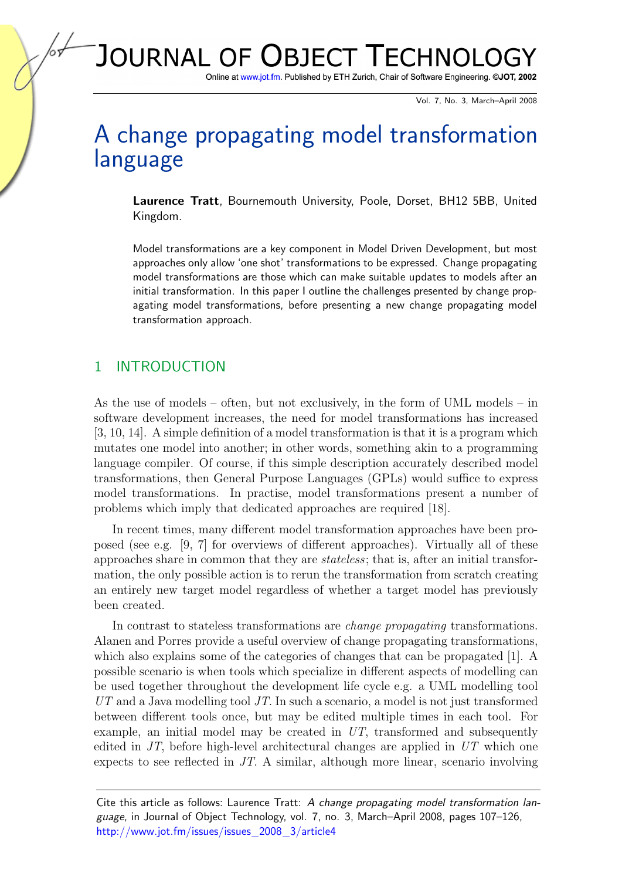# A change propagating model transformation language

**Laurence Tratt**, Bournemouth University, Poole, Dorset, BH12 5BB, United Kingdom.

Model transformations are a key component in Model Driven Development, but most approaches only allow 'one shot' transformations to be expressed. Change propagating model transformations are those which can make suitable updates to models after an initial transformation. In this paper I outline the challenges presented by change propagating model transformations, before presenting a new change propagating model transformation approach.

## 1 INTRODUCTION

As the use of models – often, but not exclusively, in the form of UML models – in software development increases, the need for model transformations has increased [3, 10, 14]. A simple definition of a model transformation is that it is a program which mutates one model into another; in other words, something akin to a programming language compiler. Of course, if this simple description accurately described model transformations, then General Purpose Languages (GPLs) would suffice to express model transformations. In practise, model transformations present a number of problems which imply that dedicated approaches are required [18].

In recent times, many different model transformation approaches have been proposed (see e.g. [9, 7] for overviews of different approaches). Virtually all of these approaches share in common that they are *stateless*; that is, after an initial transformation, the only possible action is to rerun the transformation from scratch creating an entirely new target model regardless of whether a target model has previously been created.

In contrast to stateless transformations are *change propagating* transformations. Alanen and Porres provide a useful overview of change propagating transformations, which also explains some of the categories of changes that can be propagated [1]. A possible scenario is when tools which specialize in different aspects of modelling can be used together throughout the development life cycle e.g. a UML modelling tool $UT$ and a Java modelling tool $JT$. In such a scenario, a model is not just transformed between different tools once, but may be edited multiple times in each tool. For example, an initial model may be created in $UT$, transformed and subsequently edited in $JT$, before high-level architectural changes are applied in $UT$ which one expects to see reflected in $JT$. A similar, although more linear, scenario involving

Cite this article as follows: Laurence Tratt: *A change propagating model transformation language*, in Journal of Object Technology, vol. 7, no. 3, March–April 2008, pages 107–126, http://www.jot.fm/issues/issues_2008_3/article4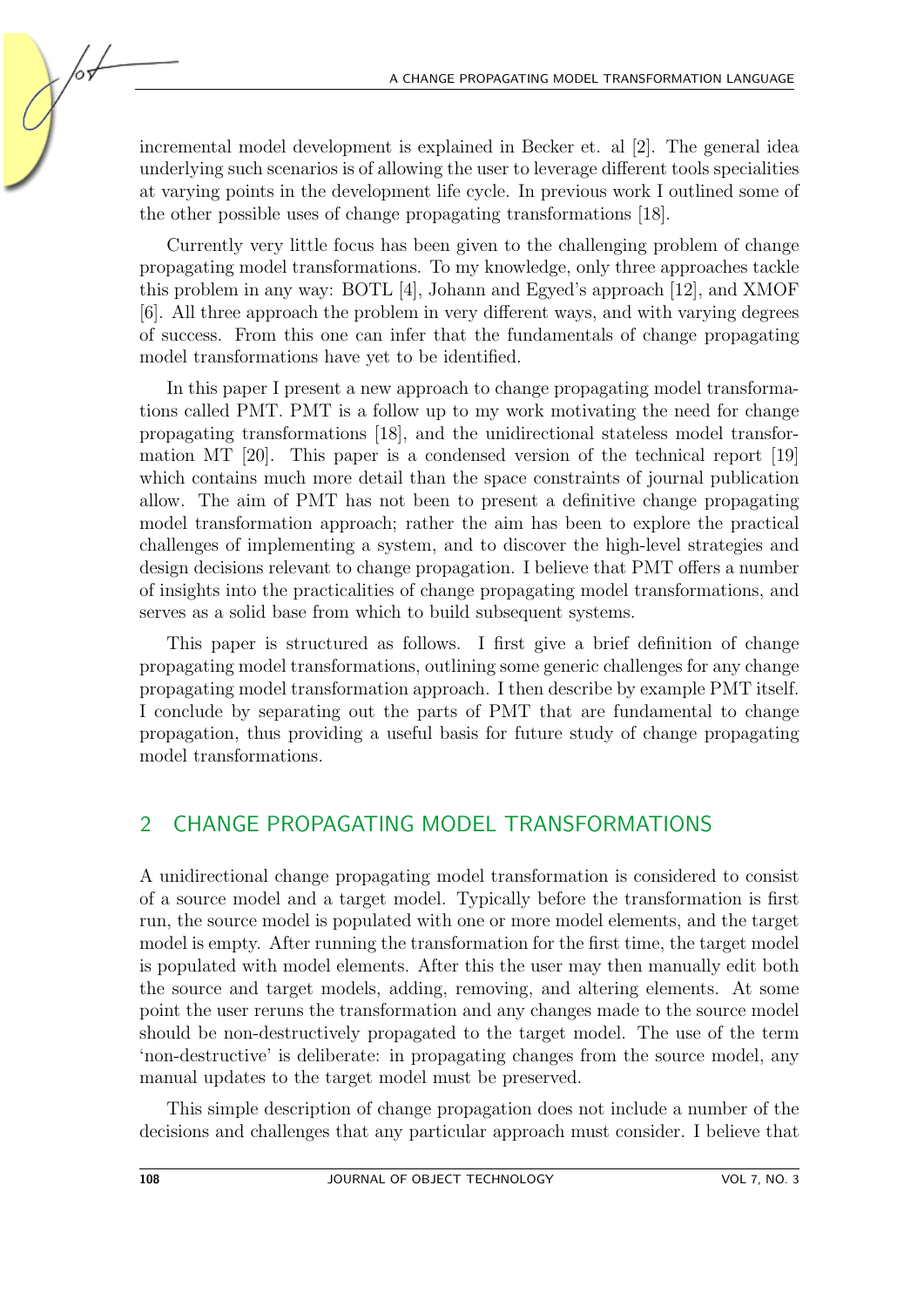incremental model development is explained in Becker et. al [2]. The general idea underlying such scenarios is of allowing the user to leverage different tools specialities at varying points in the development life cycle. In previous work I outlined some of the other possible uses of change propagating transformations [18].

Currently very little focus has been given to the challenging problem of change propagating model transformations. To my knowledge, only three approaches tackle this problem in any way: BOTL [4], Johann and Egyed's approach [12], and XMOF [6]. All three approach the problem in very different ways, and with varying degrees of success. From this one can infer that the fundamentals of change propagating model transformations have yet to be identified.

In this paper I present a new approach to change propagating model transformations called PMT. PMT is a follow up to my work motivating the need for change propagating transformations [18], and the unidirectional stateless model transformation MT [20]. This paper is a condensed version of the technical report [19] which contains much more detail than the space constraints of journal publication allow. The aim of PMT has not been to present a definitive change propagating model transformation approach; rather the aim has been to explore the practical challenges of implementing a system, and to discover the high-level strategies and design decisions relevant to change propagation. I believe that PMT offers a number of insights into the practicalities of change propagating model transformations, and serves as a solid base from which to build subsequent systems.

This paper is structured as follows. I first give a brief definition of change propagating model transformations, outlining some generic challenges for any change propagating model transformation approach. I then describe by example PMT itself. I conclude by separating out the parts of PMT that are fundamental to change propagation, thus providing a useful basis for future study of change propagating model transformations.

## 2 CHANGE PROPAGATING MODEL TRANSFORMATIONS

A unidirectional change propagating model transformation is considered to consist of a source model and a target model. Typically before the transformation is first run, the source model is populated with one or more model elements, and the target model is empty. After running the transformation for the first time, the target model is populated with model elements. After this the user may then manually edit both the source and target models, adding, removing, and altering elements. At some point the user reruns the transformation and any changes made to the source model should be non-destructively propagated to the target model. The use of the term 'non-destructive' is deliberate: in propagating changes from the source model, any manual updates to the target model must be preserved.

This simple description of change propagation does not include a number of the decisions and challenges that any particular approach must consider. I believe that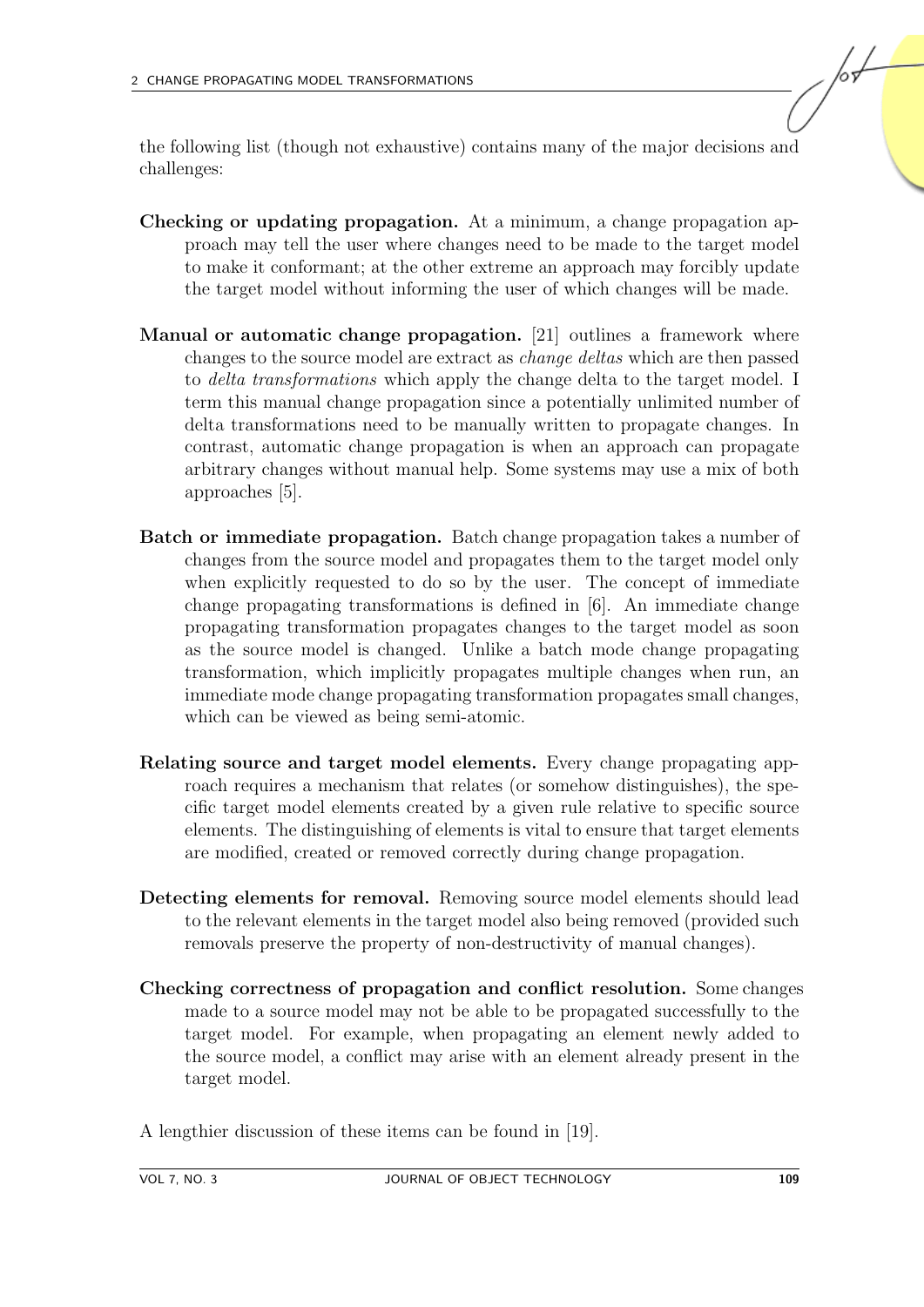the following list (though not exhaustive) contains many of the major decisions and challenges:

**Checking or updating propagation.** At a minimum, a change propagation approach may tell the user where changes need to be made to the target model to make it conformant; at the other extreme an approach may forcibly update the target model without informing the user of which changes will be made.

**Manual or automatic change propagation.** [21] outlines a framework where changes to the source model are extract as *change deltas* which are then passed to *delta transformations* which apply the change delta to the target model. I term this manual change propagation since a potentially unlimited number of delta transformations need to be manually written to propagate changes. In contrast, automatic change propagation is when an approach can propagate arbitrary changes without manual help. Some systems may use a mix of both approaches [5].

**Batch or immediate propagation.** Batch change propagation takes a number of changes from the source model and propagates them to the target model only when explicitly requested to do so by the user. The concept of immediate change propagating transformations is defined in [6]. An immediate change propagating transformation propagates changes to the target model as soon as the source model is changed. Unlike a batch mode change propagating transformation, which implicitly propagates multiple changes when run, an immediate mode change propagating transformation propagates small changes, which can be viewed as being semi-atomic.

**Relating source and target model elements.** Every change propagating approach requires a mechanism that relates (or somehow distinguishes), the specific target model elements created by a given rule relative to specific source elements. The distinguishing of elements is vital to ensure that target elements are modified, created or removed correctly during change propagation.

**Detecting elements for removal.** Removing source model elements should lead to the relevant elements in the target model also being removed (provided such removals preserve the property of non-destructivity of manual changes).

**Checking correctness of propagation and conflict resolution.** Some changes made to a source model may not be able to be propagated successfully to the target model. For example, when propagating an element newly added to the source model, a conflict may arise with an element already present in the target model.

A lengthier discussion of these items can be found in [19].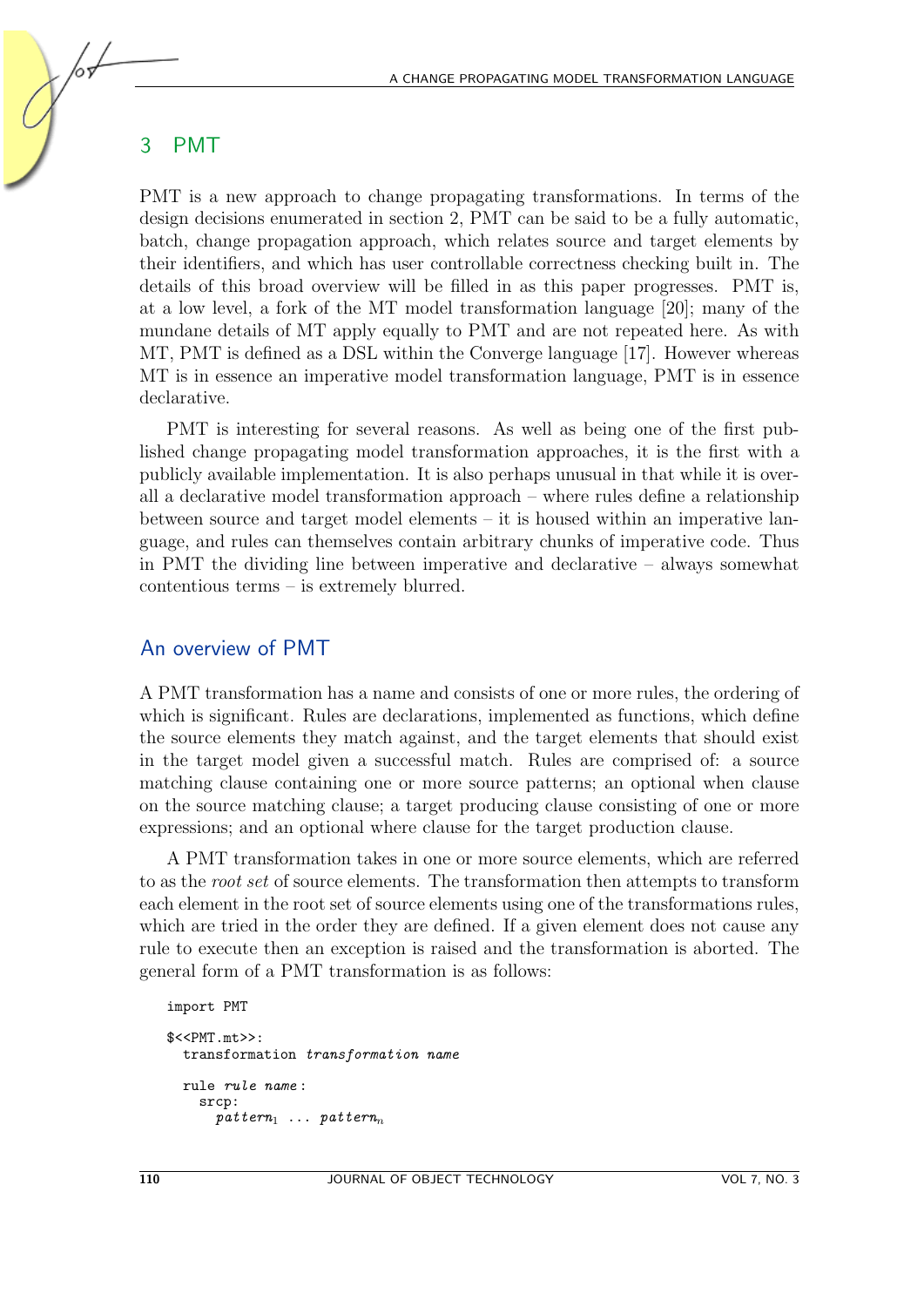## 3 PMT

PMT is a new approach to change propagating transformations. In terms of the design decisions enumerated in section 2, PMT can be said to be a fully automatic, batch, change propagation approach, which relates source and target elements by their identifiers, and which has user controllable correctness checking built in. The details of this broad overview will be filled in as this paper progresses. PMT is, at a low level, a fork of the MT model transformation language [20]; many of the mundane details of MT apply equally to PMT and are not repeated here. As with MT, PMT is defined as a DSL within the Converge language [17]. However whereas MT is in essence an imperative model transformation language, PMT is in essence declarative.

PMT is interesting for several reasons. As well as being one of the first published change propagating model transformation approaches, it is the first with a publicly available implementation. It is also perhaps unusual in that while it is overall a declarative model transformation approach – where rules define a relationship between source and target model elements – it is housed within an imperative language, and rules can themselves contain arbitrary chunks of imperative code. Thus in PMT the dividing line between imperative and declarative – always somewhat contentious terms – is extremely blurred.

### An overview of PMT

A PMT transformation has a name and consists of one or more rules, the ordering of which is significant. Rules are declarations, implemented as functions, which define the source elements they match against, and the target elements that should exist in the target model given a successful match. Rules are comprised of: a source matching clause containing one or more source patterns; an optional when clause on the source matching clause; a target producing clause consisting of one or more expressions; and an optional where clause for the target production clause.

A PMT transformation takes in one or more source elements, which are referred to as the *root set* of source elements. The transformation then attempts to transform each element in the root set of source elements using one of the transformations rules, which are tried in the order they are defined. If a given element does not cause any rule to execute then an exception is raised and the transformation is aborted. The general form of a PMT transformation is as follows:

```
import PMT

$<<PMT.mt>>:
  transformation transformation name

  rule rule name :
    srcp:
      pattern1 ... patternn
```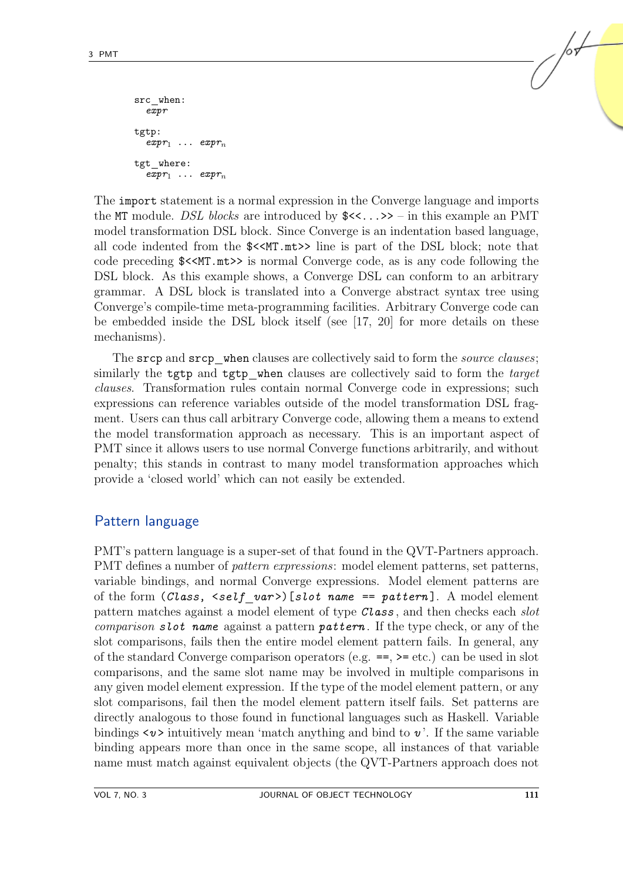```
src_when:
  expr

tgtp:
  expr_1 ... expr_n

tgt_where:
  expr_1 ... expr_n
```

The `import` statement is a normal expression in the Converge language and imports the `MT` module. *DSL blocks* are introduced by `$<<...>>` – in this example an PMT model transformation DSL block. Since Converge is an indentation based language, all code indented from the `$<<MT.mt>>` line is part of the DSL block; note that code preceding `$<<MT.mt>>` is normal Converge code, as is any code following the DSL block. As this example shows, a Converge DSL can conform to an arbitrary grammar. A DSL block is translated into a Converge abstract syntax tree using Converge's compile-time meta-programming facilities. Arbitrary Converge code can be embedded inside the DSL block itself (see [17, 20] for more details on these mechanisms).

The `srcp` and `srcp_when` clauses are collectively said to form the *source clauses*; similarly the `tgtp` and `tgtp_when` clauses are collectively said to form the *target clauses*. Transformation rules contain normal Converge code in expressions; such expressions can reference variables outside of the model transformation DSL fragment. Users can thus call arbitrary Converge code, allowing them a means to extend the model transformation approach as necessary. This is an important aspect of PMT since it allows users to use normal Converge functions arbitrarily, and without penalty; this stands in contrast to many model transformation approaches which provide a 'closed world' which can not easily be extended.

## Pattern language

PMT's pattern language is a super-set of that found in the QVT-Partners approach. PMT defines a number of *pattern expressions*: model element patterns, set patterns, variable bindings, and normal Converge expressions. Model element patterns are of the form `(Class, <self_var>)[slot name == pattern]`. A model element pattern matches against a model element of type `Class`, and then checks each *slot comparison* `slot name` against a pattern `pattern`. If the type check, or any of the slot comparisons, fails then the entire model element pattern fails. In general, any of the standard Converge comparison operators (e.g. `==`, `>=` etc.) can be used in slot comparisons, and the same slot name may be involved in multiple comparisons in any given model element expression. If the type of the model element pattern, or any slot comparisons, fail then the model element pattern itself fails. Set patterns are directly analogous to those found in functional languages such as Haskell. Variable bindings `<v>` intuitively mean 'match anything and bind to *v*'. If the same variable binding appears more than once in the same scope, all instances of that variable name must match against equivalent objects (the QVT-Partners approach does not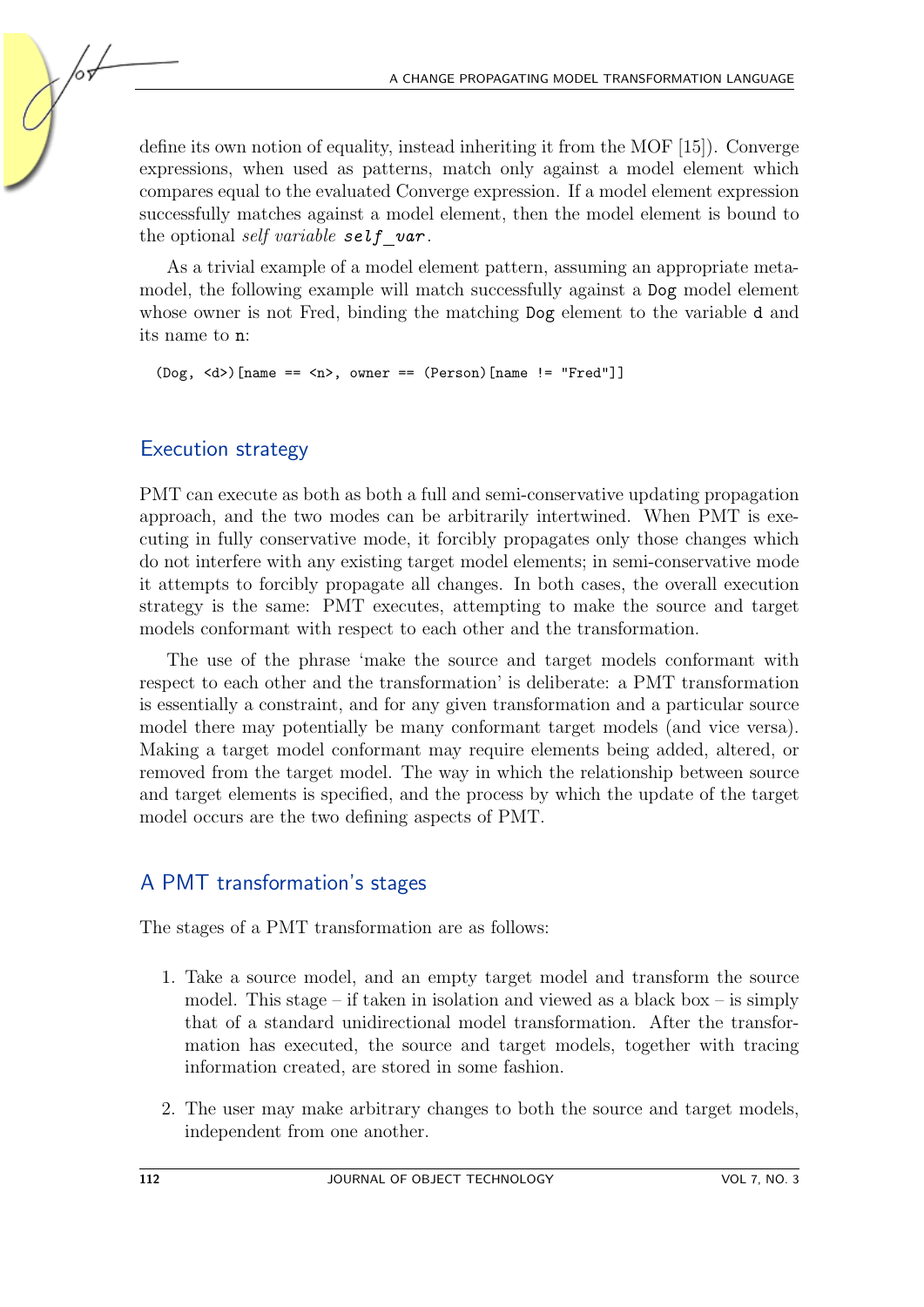define its own notion of equality, instead inheriting it from the MOF [15]). Converge expressions, when used as patterns, match only against a model element which compares equal to the evaluated Converge expression. If a model element expression successfully matches against a model element, then the model element is bound to the optional *self variable* `self_var`.

As a trivial example of a model element pattern, assuming an appropriate meta-model, the following example will match successfully against a `Dog` model element whose owner is not Fred, binding the matching `Dog` element to the variable `d` and its name to `n`:

```
(Dog, <d>)[name == <n>, owner == (Person)[name != "Fred"]]
```

## Execution strategy

PMT can execute as both as both a full and semi-conservative updating propagation approach, and the two modes can be arbitrarily intertwined. When PMT is executing in fully conservative mode, it forcibly propagates only those changes which do not interfere with any existing target model elements; in semi-conservative mode it attempts to forcibly propagate all changes. In both cases, the overall execution strategy is the same: PMT executes, attempting to make the source and target models conformant with respect to each other and the transformation.

The use of the phrase 'make the source and target models conformant with respect to each other and the transformation' is deliberate: a PMT transformation is essentially a constraint, and for any given transformation and a particular source model there may potentially be many conformant target models (and vice versa). Making a target model conformant may require elements being added, altered, or removed from the target model. The way in which the relationship between source and target elements is specified, and the process by which the update of the target model occurs are the two defining aspects of PMT.

## A PMT transformation's stages

The stages of a PMT transformation are as follows:

1. Take a source model, and an empty target model and transform the source model. This stage – if taken in isolation and viewed as a black box – is simply that of a standard unidirectional model transformation. After the transformation has executed, the source and target models, together with tracing information created, are stored in some fashion.

2. The user may make arbitrary changes to both the source and target models, independent from one another.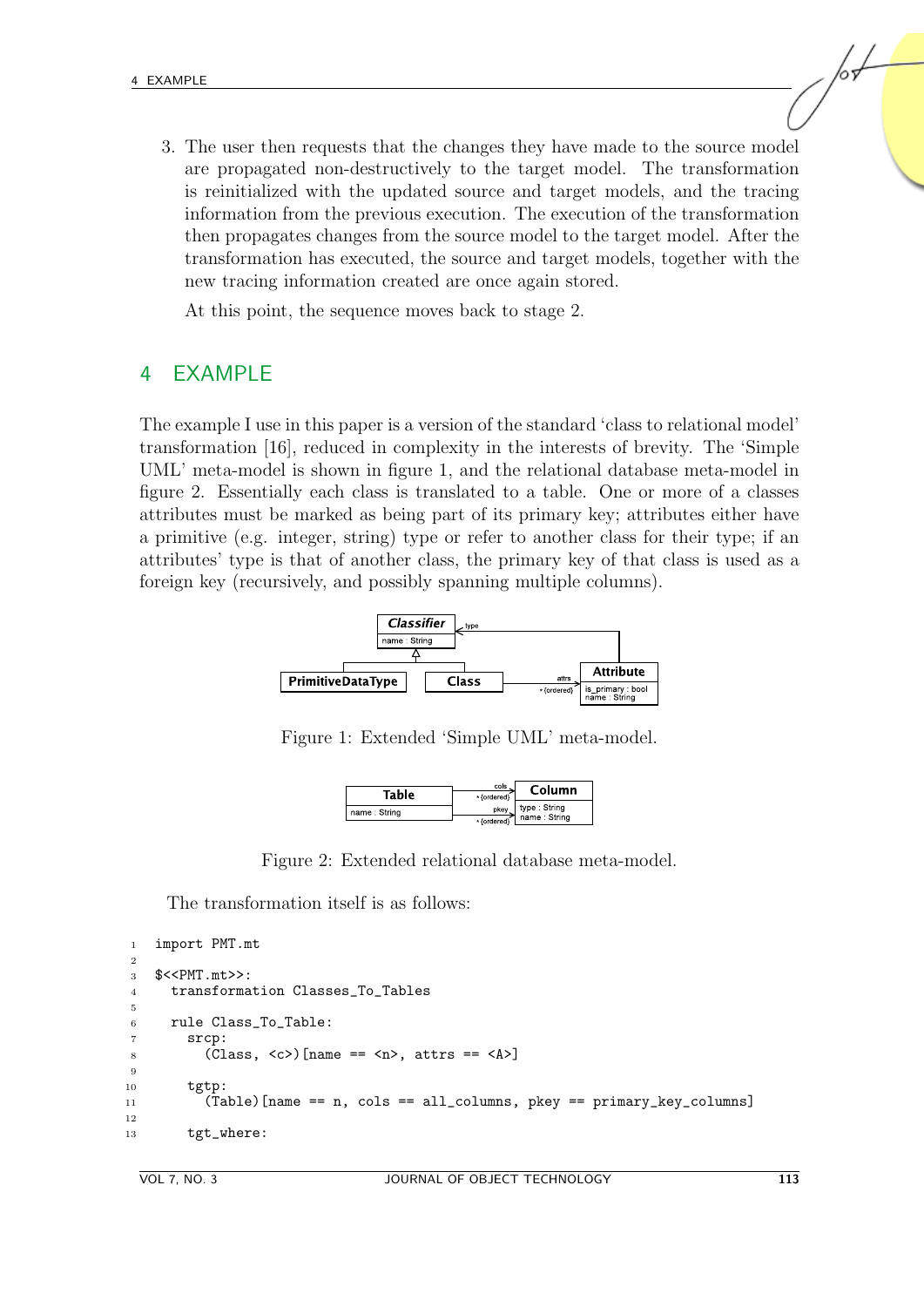3. The user then requests that the changes they have made to the source model are propagated non-destructively to the target model. The transformation is reinitialized with the updated source and target models, and the tracing information from the previous execution. The execution of the transformation then propagates changes from the source model to the target model. After the transformation has executed, the source and target models, together with the new tracing information created are once again stored.

   At this point, the sequence moves back to stage 2.

# 4 EXAMPLE

The example I use in this paper is a version of the standard 'class to relational model' transformation [16], reduced in complexity in the interests of brevity. The 'Simple UML' meta-model is shown in figure 1, and the relational database meta-model in figure 2. Essentially each class is translated to a table. One or more of a classes attributes must be marked as being part of its primary key; attributes either have a primitive (e.g. integer, string) type or refer to another class for their type; if an attributes' type is that of another class, the primary key of that class is used as a foreign key (recursively, and possibly spanning multiple columns).

Figure 1: Extended 'Simple UML' meta-model.

Figure 2: Extended relational database meta-model.

The transformation itself is as follows:

```
import PMT.mt

$<<PMT.mt>>:
  transformation Classes_To_Tables

  rule Class_To_Table:
    srcp:
      (Class, <c>)[name == <n>, attrs == <A>]

    tgtp:
      (Table)[name == n, cols == all_columns, pkey == primary_key_columns]

    tgt_where:
```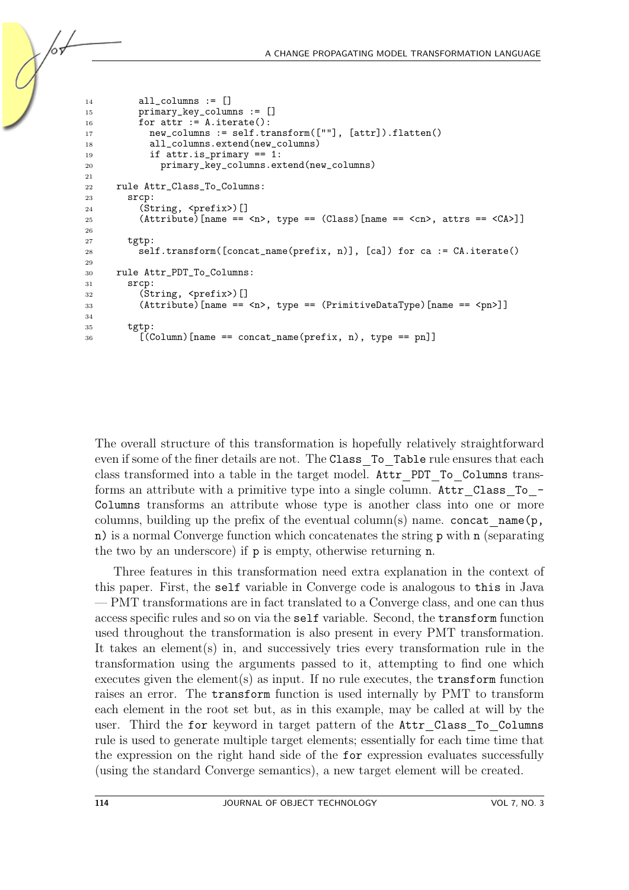```
14        all_columns := []
15        primary_key_columns := []
16        for attr := A.iterate():
17          new_columns := self.transform([""], [attr]).flatten()
18          all_columns.extend(new_columns)
19          if attr.is_primary == 1:
20            primary_key_columns.extend(new_columns)
21
22    rule Attr_Class_To_Columns:
23      srcp:
24        (String, <prefix>)[]
25        (Attribute)[name == <n>, type == (Class)[name == <cn>, attrs == <CA>]]
26
27      tgtp:
28        self.transform([concat_name(prefix, n)], [ca]) for ca := CA.iterate()
29
30    rule Attr_PDT_To_Columns:
31      srcp:
32        (String, <prefix>)[]
33        (Attribute)[name == <n>, type == (PrimitiveDataType)[name == <pn>]]
34
35      tgtp:
36        [(Column)[name == concat_name(prefix, n), type == pn]]
```

The overall structure of this transformation is hopefully relatively straightforward even if some of the finer details are not. The Class_To_Table rule ensures that each class transformed into a table in the target model. Attr_PDT_To_Columns transforms an attribute with a primitive type into a single column. Attr_Class_To_-Columns transforms an attribute whose type is another class into one or more columns, building up the prefix of the eventual column(s) name. concat_name(p, n) is a normal Converge function which concatenates the string p with n (separating the two by an underscore) if p is empty, otherwise returning n.

Three features in this transformation need extra explanation in the context of this paper. First, the self variable in Converge code is analogous to this in Java — PMT transformations are in fact translated to a Converge class, and one can thus access specific rules and so on via the self variable. Second, the transform function used throughout the transformation is also present in every PMT transformation. It takes an element(s) in, and successively tries every transformation rule in the transformation using the arguments passed to it, attempting to find one which executes given the element(s) as input. If no rule executes, the transform function raises an error. The transform function is used internally by PMT to transform each element in the root set but, as in this example, may be called at will by the user. Third the for keyword in target pattern of the Attr_Class_To_Columns rule is used to generate multiple target elements; essentially for each time time that the expression on the right hand side of the for expression evaluates successfully (using the standard Converge semantics), a new target element will be created.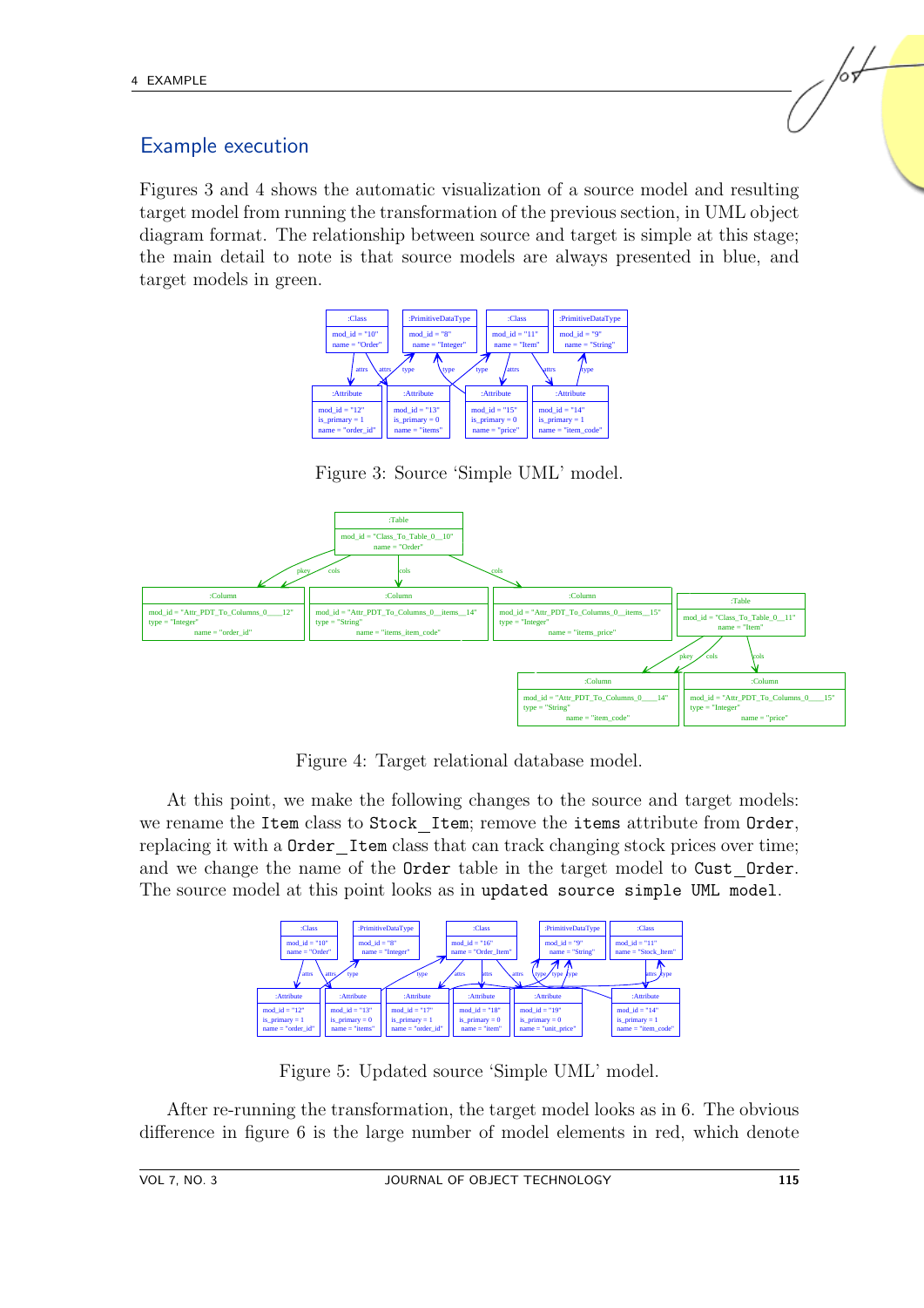## Example execution

Figures 3 and 4 shows the automatic visualization of a source model and resulting target model from running the transformation of the previous section, in UML object diagram format. The relationship between source and target is simple at this stage; the main detail to note is that source models are always presented in blue, and target models in green.

Figure 3: Source 'Simple UML' model.

Figure 4: Target relational database model.

At this point, we make the following changes to the source and target models: we rename the `Item` class to `Stock_Item`; remove the `items` attribute from `Order`, replacing it with a `Order_Item` class that can track changing stock prices over time; and we change the name of the `Order` table in the target model to `Cust_Order`. The source model at this point looks as in `updated source simple UML model`.

Figure 5: Updated source 'Simple UML' model.

After re-running the transformation, the target model looks as in 6. The obvious difference in figure 6 is the large number of model elements in red, which denote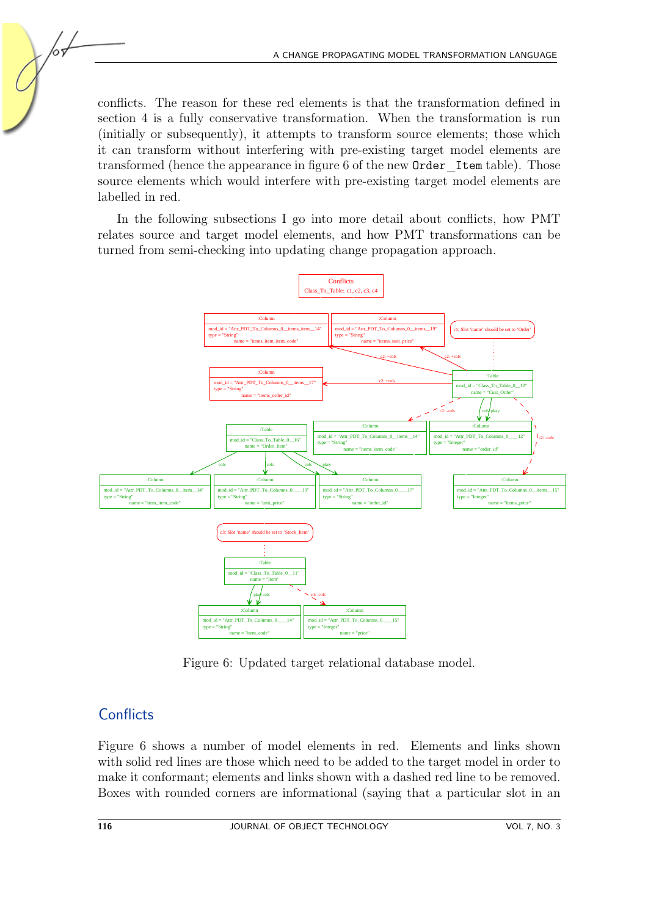conflicts. The reason for these red elements is that the transformation defined in section 4 is a fully conservative transformation. When the transformation is run (initially or subsequently), it attempts to transform source elements; those which it can transform without interfering with pre-existing target model elements are transformed (hence the appearance in figure 6 of the new `Order_Item` table). Those source elements which would interfere with pre-existing target model elements are labelled in red.

In the following subsections I go into more detail about conflicts, how PMT relates source and target model elements, and how PMT transformations can be turned from semi-checking into updating change propagation approach.

Figure 6: Updated target relational database model.

## Conflicts

Figure 6 shows a number of model elements in red. Elements and links shown with solid red lines are those which need to be added to the target model in order to make it conformant; elements and links shown with a dashed red line to be removed. Boxes with rounded corners are informational (saying that a particular slot in an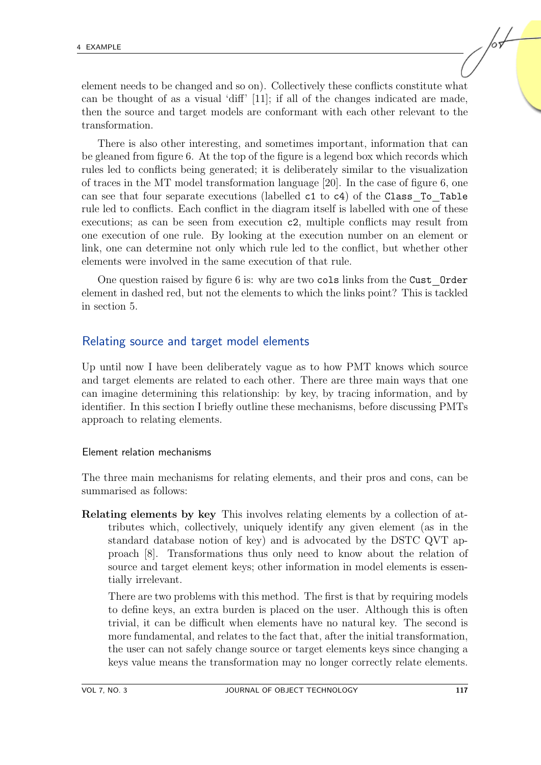element needs to be changed and so on). Collectively these conflicts constitute what can be thought of as a visual 'diff' [11]; if all of the changes indicated are made, then the source and target models are conformant with each other relevant to the transformation.

There is also other interesting, and sometimes important, information that can be gleaned from figure 6. At the top of the figure is a legend box which records which rules led to conflicts being generated; it is deliberately similar to the visualization of traces in the MT model transformation language [20]. In the case of figure 6, one can see that four separate executions (labelled `c1` to `c4`) of the `Class_To_Table` rule led to conflicts. Each conflict in the diagram itself is labelled with one of these executions; as can be seen from execution `c2`, multiple conflicts may result from one execution of one rule. By looking at the execution number on an element or link, one can determine not only which rule led to the conflict, but whether other elements were involved in the same execution of that rule.

One question raised by figure 6 is: why are two `cols` links from the `Cust_Order` element in dashed red, but not the elements to which the links point? This is tackled in section 5.

## Relating source and target model elements

Up until now I have been deliberately vague as to how PMT knows which source and target elements are related to each other. There are three main ways that one can imagine determining this relationship: by key, by tracing information, and by identifier. In this section I briefly outline these mechanisms, before discussing PMTs approach to relating elements.

### Element relation mechanisms

The three main mechanisms for relating elements, and their pros and cons, can be summarised as follows:

**Relating elements by key** This involves relating elements by a collection of attributes which, collectively, uniquely identify any given element (as in the standard database notion of key) and is advocated by the DSTC QVT approach [8]. Transformations thus only need to know about the relation of source and target element keys; other information in model elements is essentially irrelevant.

There are two problems with this method. The first is that by requiring models to define keys, an extra burden is placed on the user. Although this is often trivial, it can be difficult when elements have no natural key. The second is more fundamental, and relates to the fact that, after the initial transformation, the user can not safely change source or target elements keys since changing a keys value means the transformation may no longer correctly relate elements.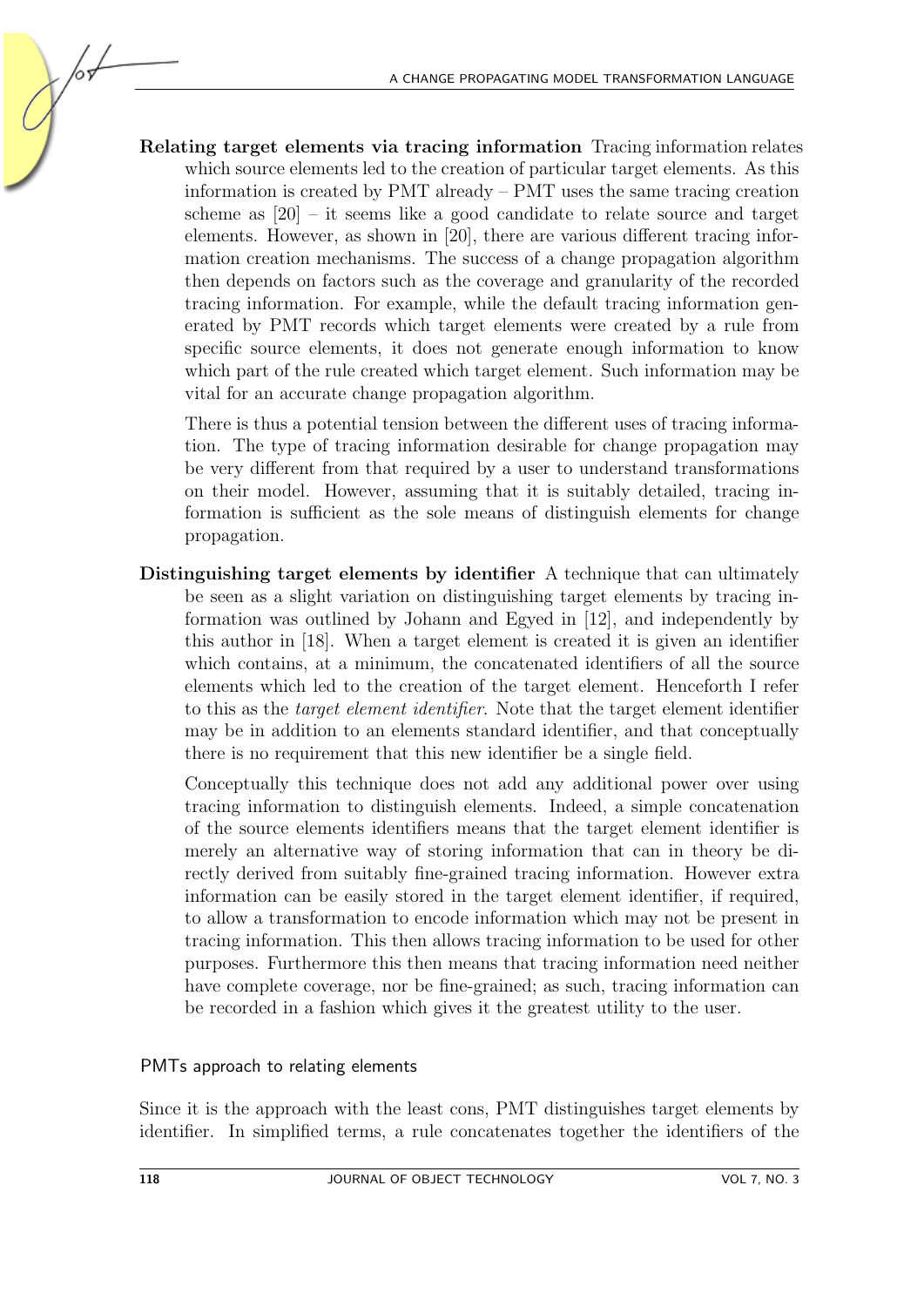**Relating target elements via tracing information** Tracing information relates which source elements led to the creation of particular target elements. As this information is created by PMT already – PMT uses the same tracing creation scheme as [20] – it seems like a good candidate to relate source and target elements. However, as shown in [20], there are various different tracing information creation mechanisms. The success of a change propagation algorithm then depends on factors such as the coverage and granularity of the recorded tracing information. For example, while the default tracing information generated by PMT records which target elements were created by a rule from specific source elements, it does not generate enough information to know which part of the rule created which target element. Such information may be vital for an accurate change propagation algorithm.

There is thus a potential tension between the different uses of tracing information. The type of tracing information desirable for change propagation may be very different from that required by a user to understand transformations on their model. However, assuming that it is suitably detailed, tracing information is sufficient as the sole means of distinguish elements for change propagation.

**Distinguishing target elements by identifier** A technique that can ultimately be seen as a slight variation on distinguishing target elements by tracing information was outlined by Johann and Egyed in [12], and independently by this author in [18]. When a target element is created it is given an identifier which contains, at a minimum, the concatenated identifiers of all the source elements which led to the creation of the target element. Henceforth I refer to this as the *target element identifier*. Note that the target element identifier may be in addition to an elements standard identifier, and that conceptually there is no requirement that this new identifier be a single field.

Conceptually this technique does not add any additional power over using tracing information to distinguish elements. Indeed, a simple concatenation of the source elements identifiers means that the target element identifier is merely an alternative way of storing information that can in theory be directly derived from suitably fine-grained tracing information. However extra information can be easily stored in the target element identifier, if required, to allow a transformation to encode information which may not be present in tracing information. This then allows tracing information to be used for other purposes. Furthermore this then means that tracing information need neither have complete coverage, nor be fine-grained; as such, tracing information can be recorded in a fashion which gives it the greatest utility to the user.

### PMTs approach to relating elements

Since it is the approach with the least cons, PMT distinguishes target elements by identifier. In simplified terms, a rule concatenates together the identifiers of the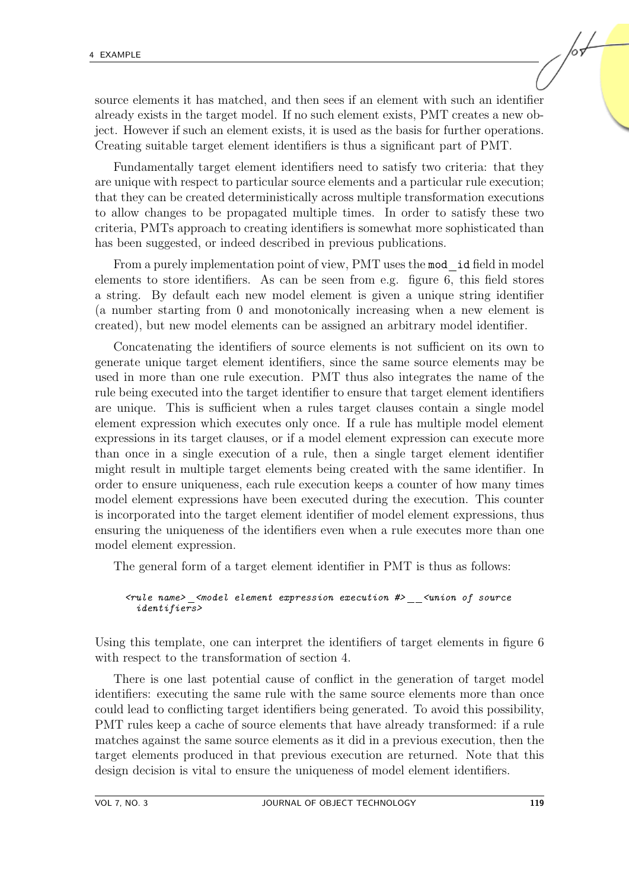source elements it has matched, and then sees if an element with such an identifier already exists in the target model. If no such element exists, PMT creates a new object. However if such an element exists, it is used as the basis for further operations. Creating suitable target element identifiers is thus a significant part of PMT.

Fundamentally target element identifiers need to satisfy two criteria: that they are unique with respect to particular source elements and a particular rule execution; that they can be created deterministically across multiple transformation executions to allow changes to be propagated multiple times. In order to satisfy these two criteria, PMTs approach to creating identifiers is somewhat more sophisticated than has been suggested, or indeed described in previous publications.

From a purely implementation point of view, PMT uses the `mod_id` field in model elements to store identifiers. As can be seen from e.g. figure 6, this field stores a string. By default each new model element is given a unique string identifier (a number starting from 0 and monotonically increasing when a new element is created), but new model elements can be assigned an arbitrary model identifier.

Concatenating the identifiers of source elements is not sufficient on its own to generate unique target element identifiers, since the same source elements may be used in more than one rule execution. PMT thus also integrates the name of the rule being executed into the target identifier to ensure that target element identifiers are unique. This is sufficient when a rules target clauses contain a single model element expression which executes only once. If a rule has multiple model element expressions in its target clauses, or if a model element expression can execute more than once in a single execution of a rule, then a single target element identifier might result in multiple target elements being created with the same identifier. In order to ensure uniqueness, each rule execution keeps a counter of how many times model element expressions have been executed during the execution. This counter is incorporated into the target element identifier of model element expressions, thus ensuring the uniqueness of the identifiers even when a rule executes more than one model element expression.

The general form of a target element identifier in PMT is thus as follows:

```
<rule name>_<model element expression execution #>__<union of source
  identifiers>
```

Using this template, one can interpret the identifiers of target elements in figure 6 with respect to the transformation of section 4.

There is one last potential cause of conflict in the generation of target model identifiers: executing the same rule with the same source elements more than once could lead to conflicting target identifiers being generated. To avoid this possibility, PMT rules keep a cache of source elements that have already transformed: if a rule matches against the same source elements as it did in a previous execution, then the target elements produced in that previous execution are returned. Note that this design decision is vital to ensure the uniqueness of model element identifiers.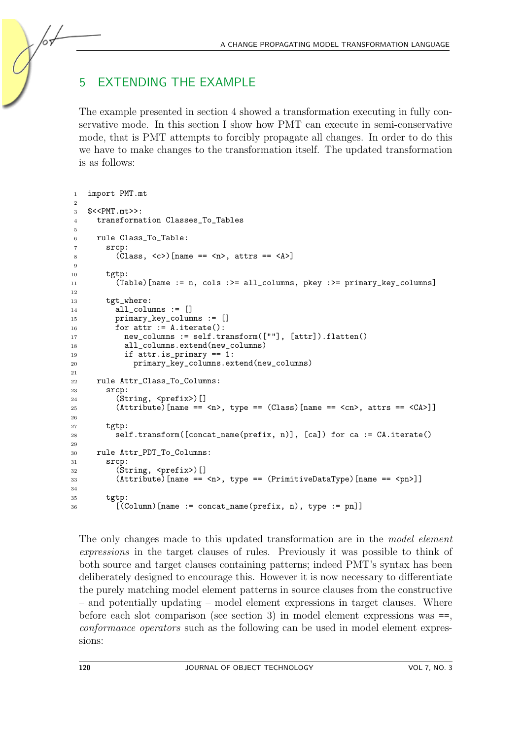# 5 EXTENDING THE EXAMPLE

The example presented in section 4 showed a transformation executing in fully conservative mode. In this section I show how PMT can execute in semi-conservative mode, that is PMT attempts to forcibly propagate all changes. In order to do this we have to make changes to the transformation itself. The updated transformation is as follows:

```
import PMT.mt

$<<PMT.mt>>:
  transformation Classes_To_Tables

  rule Class_To_Table:
    srcp:
      (Class, <c>)[name == <n>, attrs == <A>]

    tgtp:
      (Table)[name := n, cols :>= all_columns, pkey :>= primary_key_columns]

    tgt_where:
      all_columns := []
      primary_key_columns := []
      for attr := A.iterate():
        new_columns := self.transform([""], [attr]).flatten()
        all_columns.extend(new_columns)
        if attr.is_primary == 1:
          primary_key_columns.extend(new_columns)

  rule Attr_Class_To_Columns:
    srcp:
      (String, <prefix>)[]
      (Attribute)[name == <n>, type == (Class)[name == <cn>, attrs == <CA>]]

    tgtp:
      self.transform([concat_name(prefix, n)], [ca]) for ca := CA.iterate()

  rule Attr_PDT_To_Columns:
    srcp:
      (String, <prefix>)[]
      (Attribute)[name == <n>, type == (PrimitiveDataType)[name == <pn>]]

    tgtp:
      [(Column)[name := concat_name(prefix, n), type := pn]]
```

The only changes made to this updated transformation are in the *model element expressions* in the target clauses of rules. Previously it was possible to think of both source and target clauses containing patterns; indeed PMT's syntax has been deliberately designed to encourage this. However it is now necessary to differentiate the purely matching model element patterns in source clauses from the constructive – and potentially updating – model element expressions in target clauses. Where before each slot comparison (see section 3) in model element expressions was `==`, *conformance operators* such as the following can be used in model element expressions: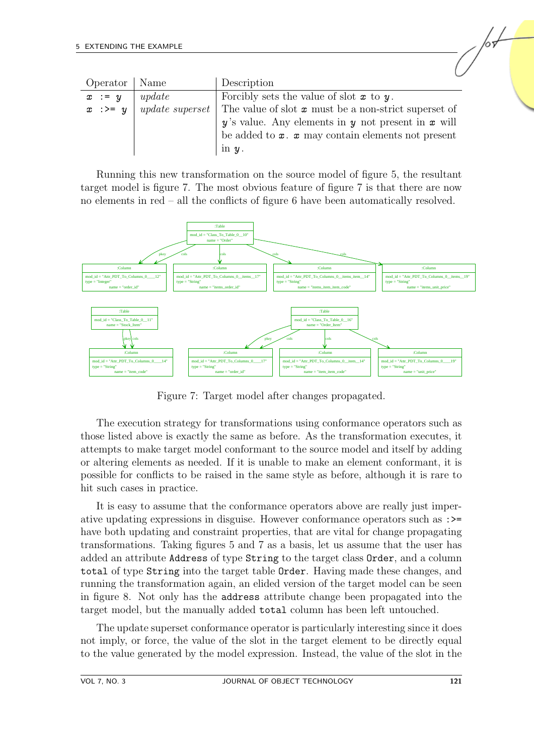| Operator | Name | Description |
|---|---|---|
| `x := y` | *update* | Forcibly sets the value of slot *x* to *y*. |
| `x :>= y` | *update superset* | The value of slot *x* must be a non-strict superset of *y*'s value. Any elements in *y* not present in *x* will be added to *x*. *x* may contain elements not present in *y*. |

Running this new transformation on the source model of figure 5, the resultant target model is figure 7. The most obvious feature of figure 7 is that there are now no elements in red – all the conflicts of figure 6 have been automatically resolved.

Figure 7: Target model after changes propagated.

The execution strategy for transformations using conformance operators such as those listed above is exactly the same as before. As the transformation executes, it attempts to make target model conformant to the source model and itself by adding or altering elements as needed. If it is unable to make an element conformant, it is possible for conflicts to be raised in the same style as before, although it is rare to hit such cases in practice.

It is easy to assume that the conformance operators above are really just imperative updating expressions in disguise. However conformance operators such as `:>=` have both updating and constraint properties, that are vital for change propagating transformations. Taking figures 5 and 7 as a basis, let us assume that the user has added an attribute `Address` of type `String` to the target class `Order`, and a column `total` of type `String` into the target table `Order`. Having made these changes, and running the transformation again, an elided version of the target model can be seen in figure 8. Not only has the `address` attribute change been propagated into the target model, but the manually added `total` column has been left untouched.

The update superset conformance operator is particularly interesting since it does not imply, or force, the value of the slot in the target element to be directly equal to the value generated by the model expression. Instead, the value of the slot in the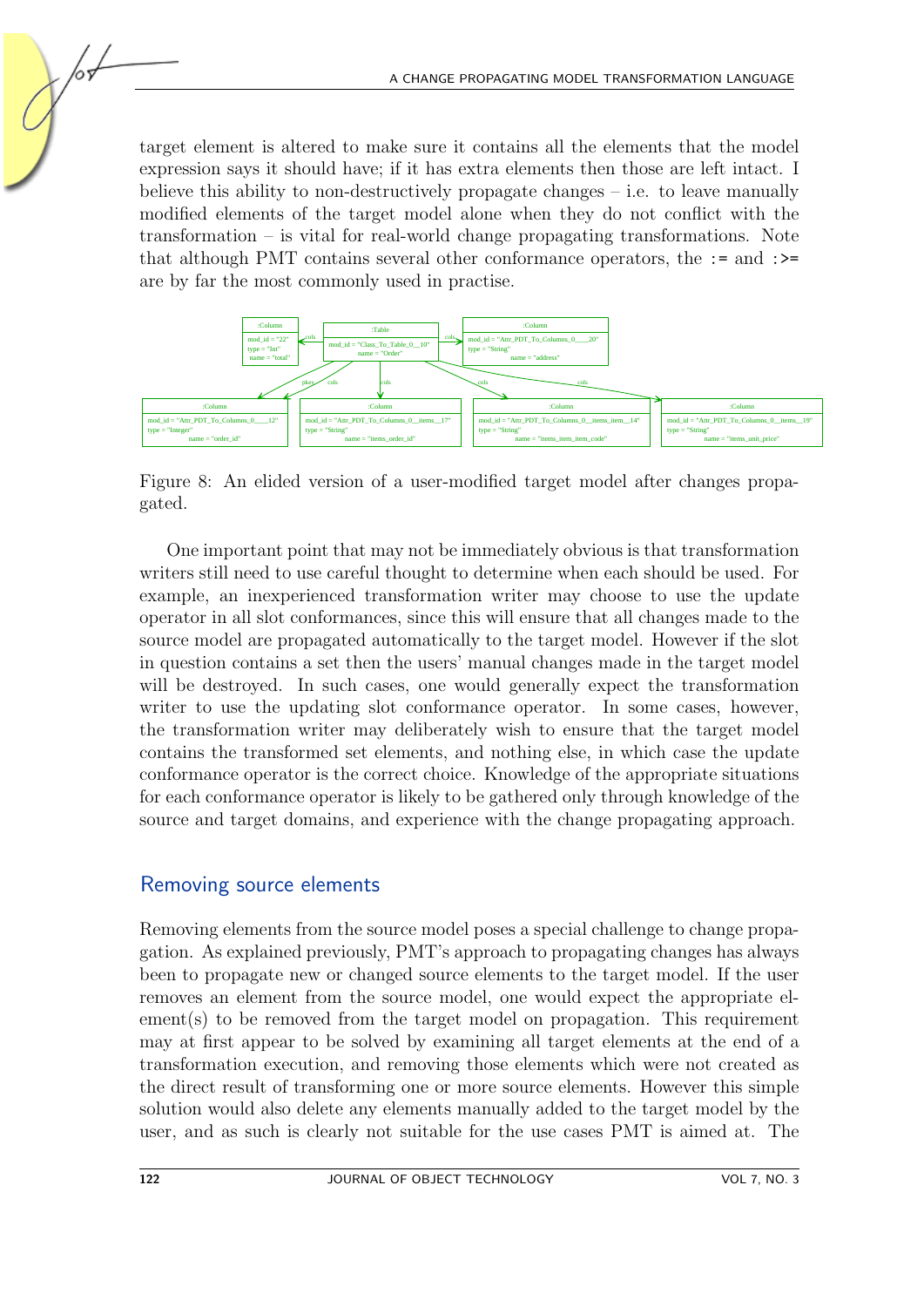target element is altered to make sure it contains all the elements that the model expression says it should have; if it has extra elements then those are left intact. I believe this ability to non-destructively propagate changes – i.e. to leave manually modified elements of the target model alone when they do not conflict with the transformation – is vital for real-world change propagating transformations. Note that although PMT contains several other conformance operators, the `:=` and `:>=` are by far the most commonly used in practise.

Figure 8: An elided version of a user-modified target model after changes propagated.

One important point that may not be immediately obvious is that transformation writers still need to use careful thought to determine when each should be used. For example, an inexperienced transformation writer may choose to use the update operator in all slot conformances, since this will ensure that all changes made to the source model are propagated automatically to the target model. However if the slot in question contains a set then the users' manual changes made in the target model will be destroyed. In such cases, one would generally expect the transformation writer to use the updating slot conformance operator. In some cases, however, the transformation writer may deliberately wish to ensure that the target model contains the transformed set elements, and nothing else, in which case the update conformance operator is the correct choice. Knowledge of the appropriate situations for each conformance operator is likely to be gathered only through knowledge of the source and target domains, and experience with the change propagating approach.

## Removing source elements

Removing elements from the source model poses a special challenge to change propagation. As explained previously, PMT's approach to propagating changes has always been to propagate new or changed source elements to the target model. If the user removes an element from the source model, one would expect the appropriate element(s) to be removed from the target model on propagation. This requirement may at first appear to be solved by examining all target elements at the end of a transformation execution, and removing those elements which were not created as the direct result of transforming one or more source elements. However this simple solution would also delete any elements manually added to the target model by the user, and as such is clearly not suitable for the use cases PMT is aimed at. The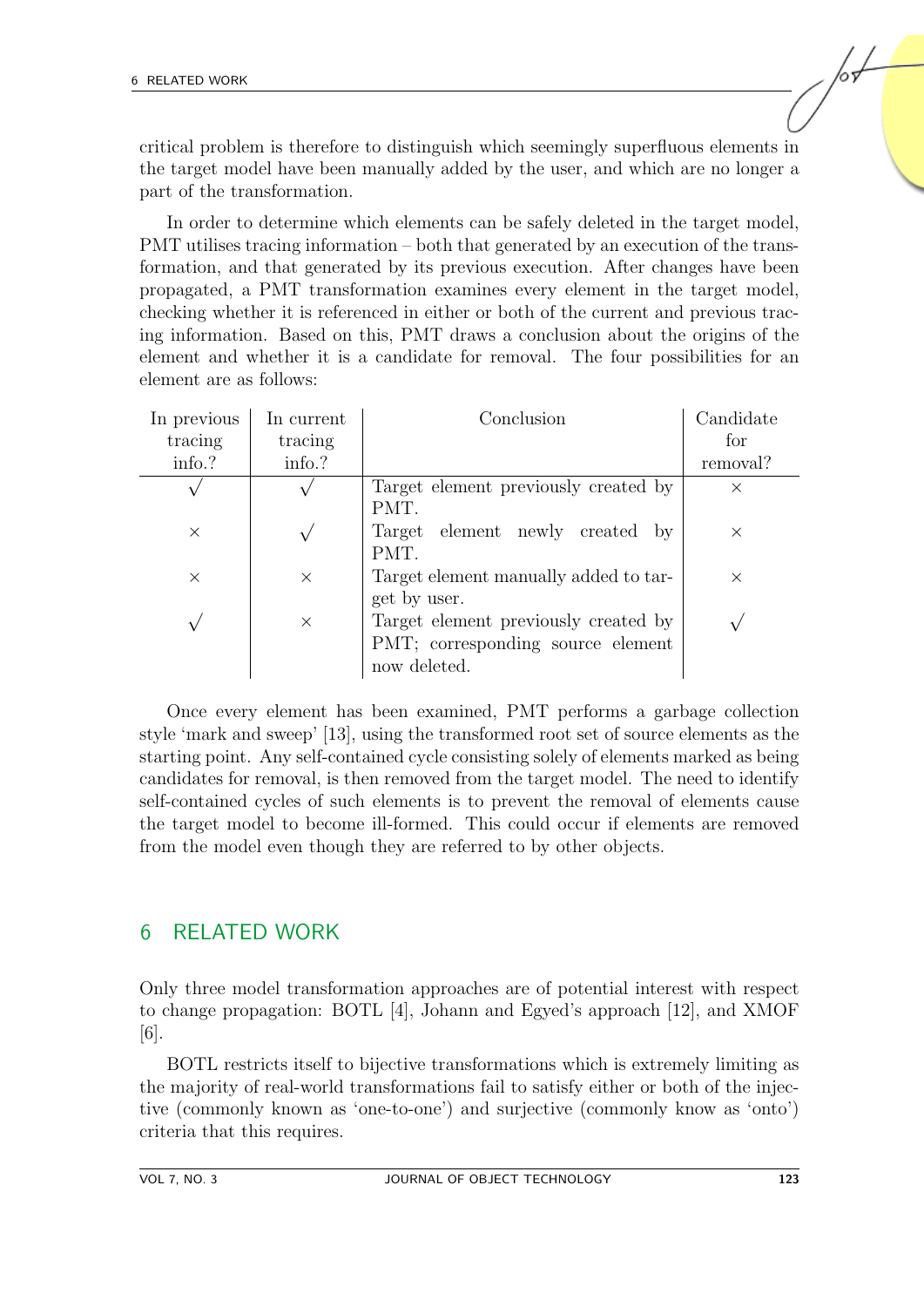critical problem is therefore to distinguish which seemingly superfluous elements in the target model have been manually added by the user, and which are no longer a part of the transformation.

In order to determine which elements can be safely deleted in the target model, PMT utilises tracing information – both that generated by an execution of the transformation, and that generated by its previous execution. After changes have been propagated, a PMT transformation examines every element in the target model, checking whether it is referenced in either or both of the current and previous tracing information. Based on this, PMT draws a conclusion about the origins of the element and whether it is a candidate for removal. The four possibilities for an element are as follows:

| In previous tracing info.? | In current tracing info.? | Conclusion | Candidate for removal? |
|---|---|---|---|
| $\surd$ | $\surd$ | Target element previously created by PMT. | $\times$ |
| $\times$ | $\surd$ | Target element newly created by PMT. | $\times$ |
| $\times$ | $\times$ | Target element manually added to target by user. | $\times$ |
| $\surd$ | $\times$ | Target element previously created by PMT; corresponding source element now deleted. | $\surd$ |

Once every element has been examined, PMT performs a garbage collection style 'mark and sweep' [13], using the transformed root set of source elements as the starting point. Any self-contained cycle consisting solely of elements marked as being candidates for removal, is then removed from the target model. The need to identify self-contained cycles of such elements is to prevent the removal of elements cause the target model to become ill-formed. This could occur if elements are removed from the model even though they are referred to by other objects.

## 6 RELATED WORK

Only three model transformation approaches are of potential interest with respect to change propagation: BOTL [4], Johann and Egyed's approach [12], and XMOF [6].

BOTL restricts itself to bijective transformations which is extremely limiting as the majority of real-world transformations fail to satisfy either or both of the injective (commonly known as 'one-to-one') and surjective (commonly know as 'onto') criteria that this requires.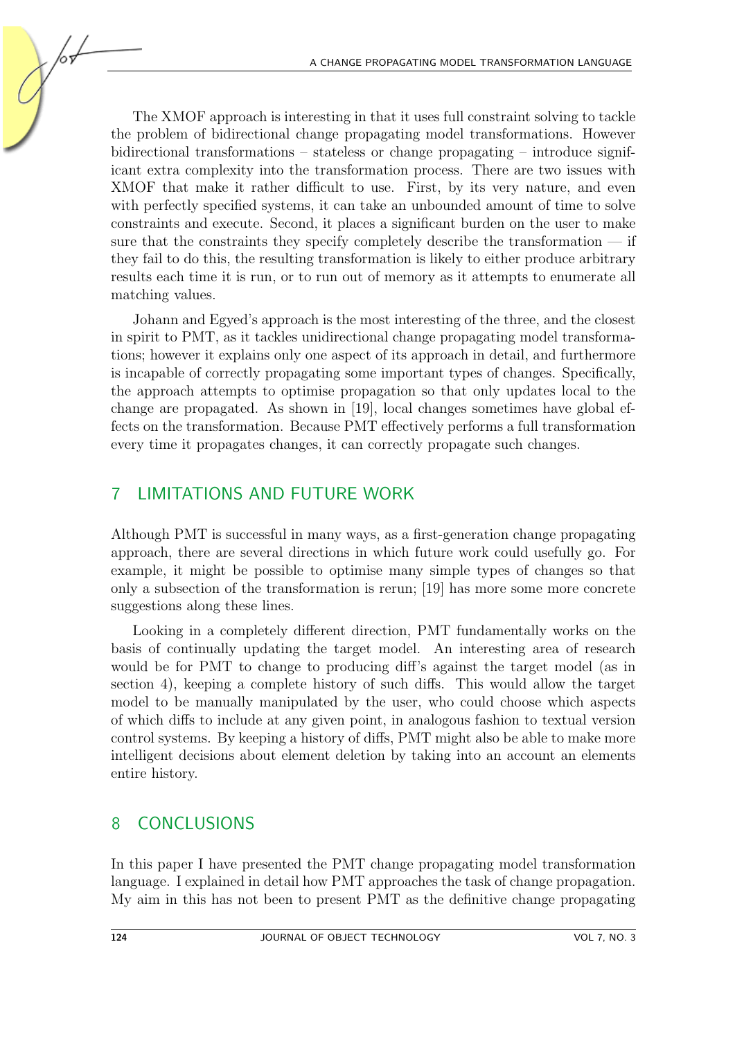The XMOF approach is interesting in that it uses full constraint solving to tackle the problem of bidirectional change propagating model transformations. However bidirectional transformations – stateless or change propagating – introduce significant extra complexity into the transformation process. There are two issues with XMOF that make it rather difficult to use. First, by its very nature, and even with perfectly specified systems, it can take an unbounded amount of time to solve constraints and execute. Second, it places a significant burden on the user to make sure that the constraints they specify completely describe the transformation — if they fail to do this, the resulting transformation is likely to either produce arbitrary results each time it is run, or to run out of memory as it attempts to enumerate all matching values.

Johann and Egyed's approach is the most interesting of the three, and the closest in spirit to PMT, as it tackles unidirectional change propagating model transformations; however it explains only one aspect of its approach in detail, and furthermore is incapable of correctly propagating some important types of changes. Specifically, the approach attempts to optimise propagation so that only updates local to the change are propagated. As shown in [19], local changes sometimes have global effects on the transformation. Because PMT effectively performs a full transformation every time it propagates changes, it can correctly propagate such changes.

## 7 LIMITATIONS AND FUTURE WORK

Although PMT is successful in many ways, as a first-generation change propagating approach, there are several directions in which future work could usefully go. For example, it might be possible to optimise many simple types of changes so that only a subsection of the transformation is rerun; [19] has more some more concrete suggestions along these lines.

Looking in a completely different direction, PMT fundamentally works on the basis of continually updating the target model. An interesting area of research would be for PMT to change to producing diff's against the target model (as in section 4), keeping a complete history of such diffs. This would allow the target model to be manually manipulated by the user, who could choose which aspects of which diffs to include at any given point, in analogous fashion to textual version control systems. By keeping a history of diffs, PMT might also be able to make more intelligent decisions about element deletion by taking into an account an elements entire history.

## 8 CONCLUSIONS

In this paper I have presented the PMT change propagating model transformation language. I explained in detail how PMT approaches the task of change propagation. My aim in this has not been to present PMT as the definitive change propagating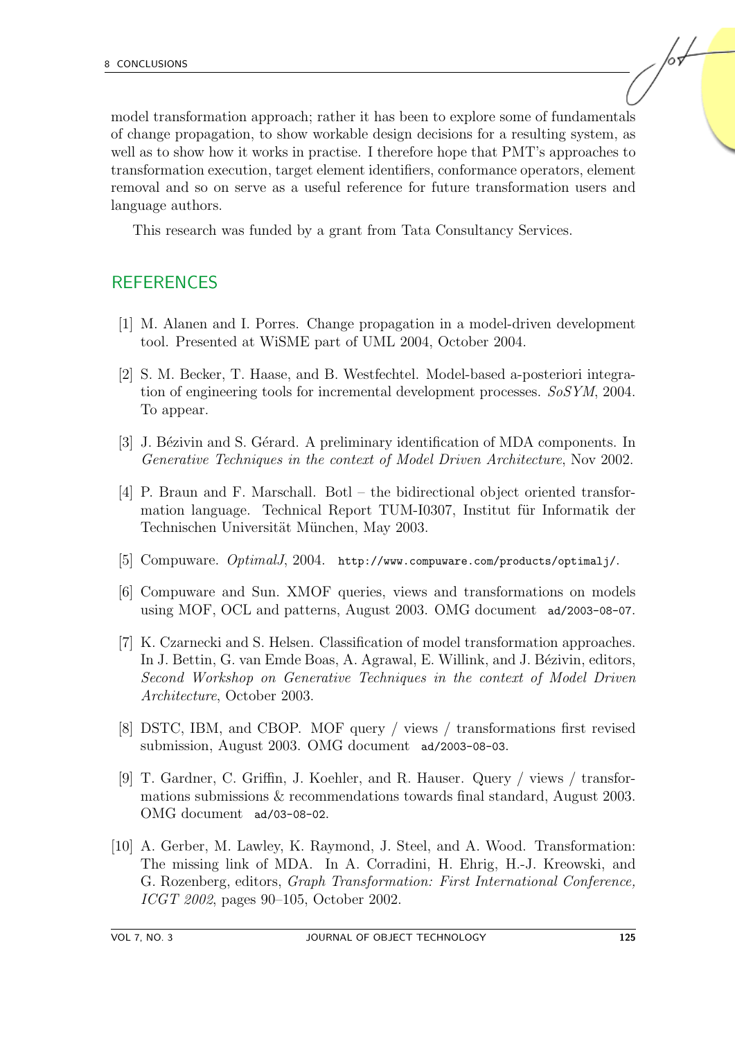model transformation approach; rather it has been to explore some of fundamentals of change propagation, to show workable design decisions for a resulting system, as well as to show how it works in practise. I therefore hope that PMT's approaches to transformation execution, target element identifiers, conformance operators, element removal and so on serve as a useful reference for future transformation users and language authors.

This research was funded by a grant from Tata Consultancy Services.

## REFERENCES

[1] M. Alanen and I. Porres. Change propagation in a model-driven development tool. Presented at WiSME part of UML 2004, October 2004.

[2] S. M. Becker, T. Haase, and B. Westfechtel. Model-based a-posteriori integration of engineering tools for incremental development processes. *SoSYM*, 2004. To appear.

[3] J. Bézivin and S. Gérard. A preliminary identification of MDA components. In *Generative Techniques in the context of Model Driven Architecture*, Nov 2002.

[4] P. Braun and F. Marschall. Botl – the bidirectional object oriented transformation language. Technical Report TUM-I0307, Institut für Informatik der Technischen Universität München, May 2003.

[5] Compuware. *OptimalJ*, 2004. `http://www.compuware.com/products/optimalj/`.

[6] Compuware and Sun. XMOF queries, views and transformations on models using MOF, OCL and patterns, August 2003. OMG document `ad/2003-08-07`.

[7] K. Czarnecki and S. Helsen. Classification of model transformation approaches. In J. Bettin, G. van Emde Boas, A. Agrawal, E. Willink, and J. Bézivin, editors, *Second Workshop on Generative Techniques in the context of Model Driven Architecture*, October 2003.

[8] DSTC, IBM, and CBOP. MOF query / views / transformations first revised submission, August 2003. OMG document `ad/2003-08-03`.

[9] T. Gardner, C. Griffin, J. Koehler, and R. Hauser. Query / views / transformations submissions & recommendations towards final standard, August 2003. OMG document `ad/03-08-02`.

[10] A. Gerber, M. Lawley, K. Raymond, J. Steel, and A. Wood. Transformation: The missing link of MDA. In A. Corradini, H. Ehrig, H.-J. Kreowski, and G. Rozenberg, editors, *Graph Transformation: First International Conference, ICGT 2002*, pages 90–105, October 2002.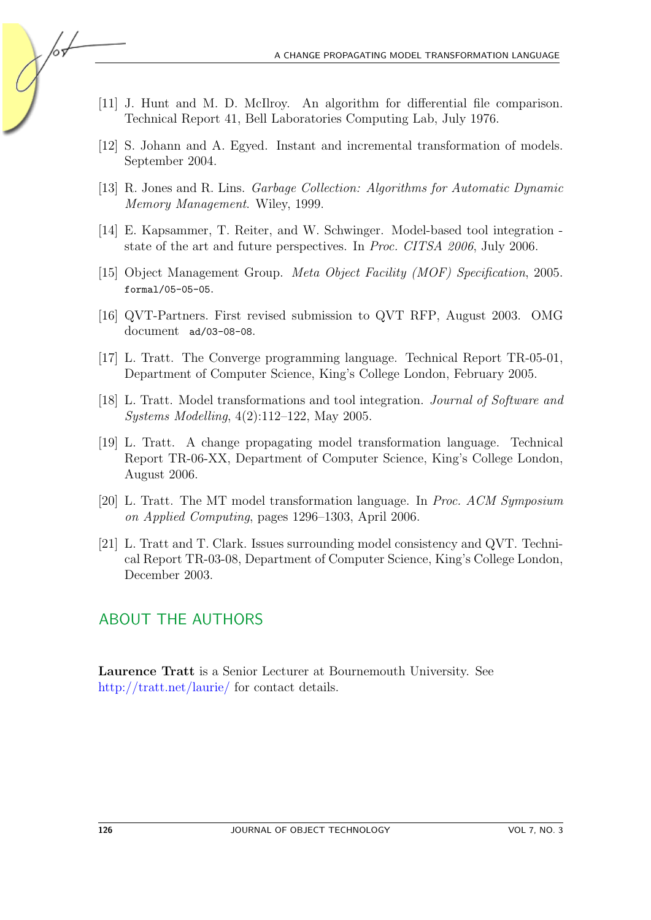[11] J. Hunt and M. D. McIlroy. An algorithm for differential file comparison. Technical Report 41, Bell Laboratories Computing Lab, July 1976.

[12] S. Johann and A. Egyed. Instant and incremental transformation of models. September 2004.

[13] R. Jones and R. Lins. *Garbage Collection: Algorithms for Automatic Dynamic Memory Management*. Wiley, 1999.

[14] E. Kapsammer, T. Reiter, and W. Schwinger. Model-based tool integration - state of the art and future perspectives. In *Proc. CITSA 2006*, July 2006.

[15] Object Management Group. *Meta Object Facility (MOF) Specification*, 2005. `formal/05-05-05`.

[16] QVT-Partners. First revised submission to QVT RFP, August 2003. OMG document `ad/03-08-08`.

[17] L. Tratt. The Converge programming language. Technical Report TR-05-01, Department of Computer Science, King's College London, February 2005.

[18] L. Tratt. Model transformations and tool integration. *Journal of Software and Systems Modelling*, 4(2):112–122, May 2005.

[19] L. Tratt. A change propagating model transformation language. Technical Report TR-06-XX, Department of Computer Science, King's College London, August 2006.

[20] L. Tratt. The MT model transformation language. In *Proc. ACM Symposium on Applied Computing*, pages 1296–1303, April 2006.

[21] L. Tratt and T. Clark. Issues surrounding model consistency and QVT. Technical Report TR-03-08, Department of Computer Science, King's College London, December 2003.

## ABOUT THE AUTHORS

**Laurence Tratt** is a Senior Lecturer at Bournemouth University. See http://tratt.net/laurie/ for contact details.